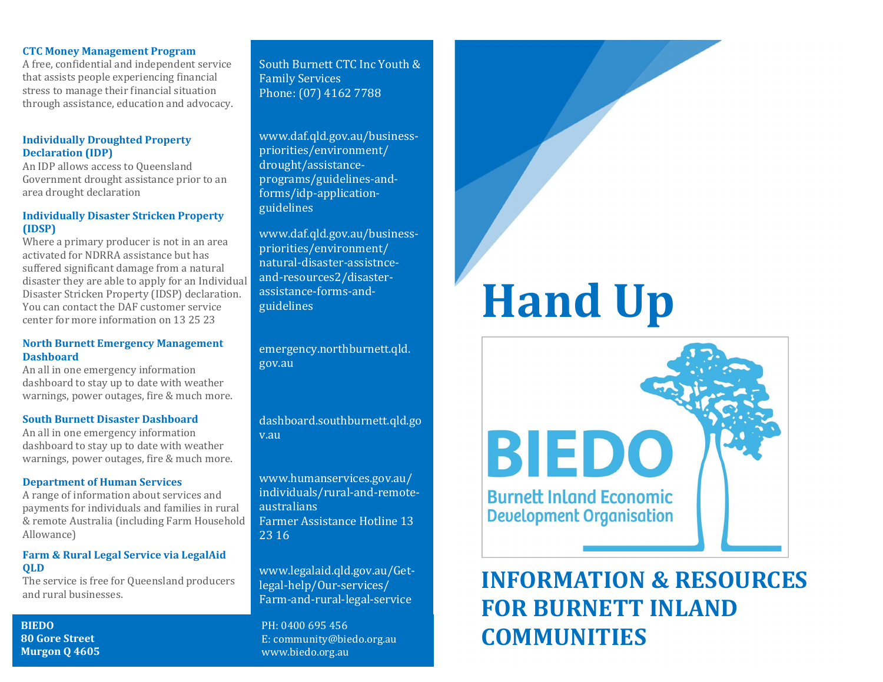### CTC Money Management Program

A free, confidential and independent service that assists people experiencing financial stress to manage their financial situation through assistance, education and advocacy.

South Burnett CTC Inc Youth & Family Services
Phone: (07) 4162 7788

### Individually Droughted Property Declaration (IDP)

An IDP allows access to Queensland Government drought assistance prior to an area drought declaration

www.daf.qld.gov.au/business-priorities/environment/drought/assistance-programs/guidelines-and-forms/idp-application-guidelines

### Individually Disaster Stricken Property (IDSP)

Where a primary producer is not in an area activated for NDRRA assistance but has suffered significant damage from a natural disaster they are able to apply for an Individual Disaster Stricken Property (IDSP) declaration. You can contact the DAF customer service center for more information on 13 25 23

www.daf.qld.gov.au/business-priorities/environment/natural-disaster-assistnce-and-resources2/disaster-assistance-forms-and-guidelines

### North Burnett Emergency Management Dashboard

An all in one emergency information dashboard to stay up to date with weather warnings, power outages, fire & much more.

emergency.northburnett.qld.gov.au

### South Burnett Disaster Dashboard

An all in one emergency information dashboard to stay up to date with weather warnings, power outages, fire & much more.

dashboard.southburnett.qld.gov.au

### Department of Human Services

A range of information about services and payments for individuals and families in rural & remote Australia (including Farm Household Allowance)

www.humanservices.gov.au/individuals/rural-and-remote-australians
Farmer Assistance Hotline 13 23 16

### Farm & Rural Legal Service via LegalAid QLD

The service is free for Queensland producers and rural businesses.

www.legalaid.qld.gov.au/Get-legal-help/Our-services/Farm-and-rural-legal-service

**BIEDO**
**80 Gore Street**
**Murgon Q 4605**

PH: 0400 695 456
E: community@biedo.org.au
www.biedo.org.au

# Hand Up

BIEDO
Burnett Inland Economic Development Organisation

## INFORMATION & RESOURCES FOR BURNETT INLAND COMMUNITIES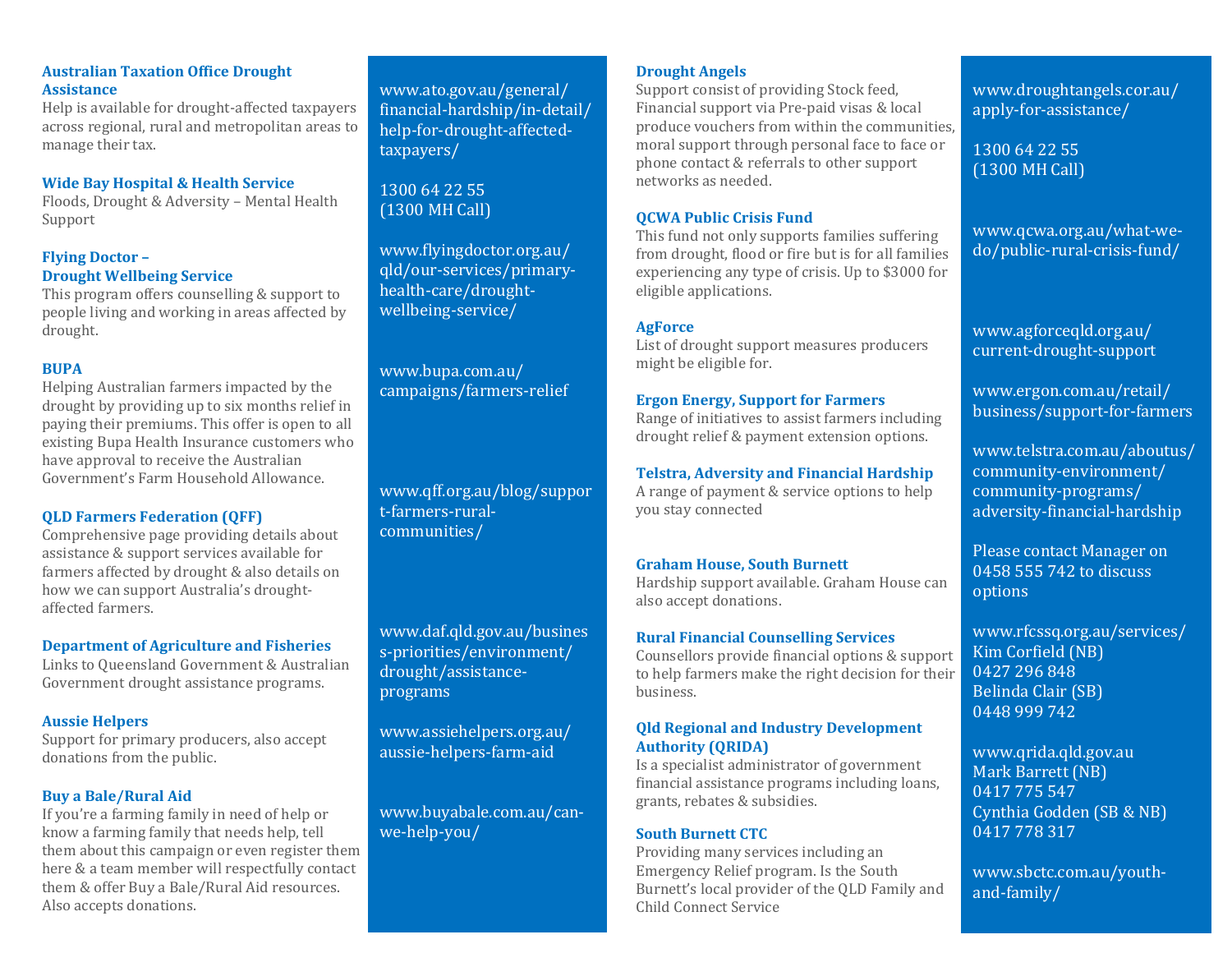### Australian Taxation Office Drought Assistance

Help is available for drought-affected taxpayers across regional, rural and metropolitan areas to manage their tax.

www.ato.gov.au/general/financial-hardship/in-detail/help-for-drought-affected-taxpayers/

### Wide Bay Hospital & Health Service

Floods, Drought & Adversity – Mental Health Support

1300 64 22 55
(1300 MH Call)

### Flying Doctor – Drought Wellbeing Service

This program offers counselling & support to people living and working in areas affected by drought.

www.flyingdoctor.org.au/qld/our-services/primary-health-care/drought-wellbeing-service/

### BUPA

Helping Australian farmers impacted by the drought by providing up to six months relief in paying their premiums. This offer is open to all existing Bupa Health Insurance customers who have approval to receive the Australian Government's Farm Household Allowance.

www.bupa.com.au/campaigns/farmers-relief

### QLD Farmers Federation (QFF)

Comprehensive page providing details about assistance & support services available for farmers affected by drought & also details on how we can support Australia's drought-affected farmers.

www.qff.org.au/blog/support-farmers-rural-communities/

### Department of Agriculture and Fisheries

Links to Queensland Government & Australian Government drought assistance programs.

www.daf.qld.gov.au/business-priorities/environment/drought/assistance-programs

### Aussie Helpers

Support for primary producers, also accept donations from the public.

www.assiehelpers.org.au/aussie-helpers-farm-aid

### Buy a Bale/Rural Aid

If you're a farming family in need of help or know a farming family that needs help, tell them about this campaign or even register them here & a team member will respectfully contact them & offer Buy a Bale/Rural Aid resources. Also accepts donations.

www.buyabale.com.au/can-we-help-you/

### Drought Angels

Support consist of providing Stock feed, Financial support via Pre-paid visas & local produce vouchers from within the communities, moral support through personal face to face or phone contact & referrals to other support networks as needed.

www.droughtangels.cor.au/apply-for-assistance/

1300 64 22 55
(1300 MH Call)

### QCWA Public Crisis Fund

This fund not only supports families suffering from drought, flood or fire but is for all families experiencing any type of crisis. Up to $3000 for eligible applications.

www.qcwa.org.au/what-we-do/public-rural-crisis-fund/

### AgForce

List of drought support measures producers might be eligible for.

www.agforceqld.org.au/current-drought-support

### Ergon Energy, Support for Farmers

Range of initiatives to assist farmers including drought relief & payment extension options.

www.ergon.com.au/retail/business/support-for-farmers

### Telstra, Adversity and Financial Hardship

A range of payment & service options to help you stay connected

www.telstra.com.au/aboutus/community-environment/community-programs/adversity-financial-hardship

### Graham House, South Burnett

Hardship support available. Graham House can also accept donations.

Please contact Manager on 0458 555 742 to discuss options

### Rural Financial Counselling Services

Counsellors provide financial options & support to help farmers make the right decision for their business.

www.rfcssq.org.au/services/
Kim Corfield (NB)
0427 296 848
Belinda Clair (SB)
0448 999 742

### Qld Regional and Industry Development Authority (QRIDA)

Is a specialist administrator of government financial assistance programs including loans, grants, rebates & subsidies.

www.qrida.qld.gov.au
Mark Barrett (NB)
0417 775 547
Cynthia Godden (SB & NB)
0417 778 317

### South Burnett CTC

Providing many services including an Emergency Relief program. Is the South Burnett's local provider of the QLD Family and Child Connect Service

www.sbctc.com.au/youth-and-family/